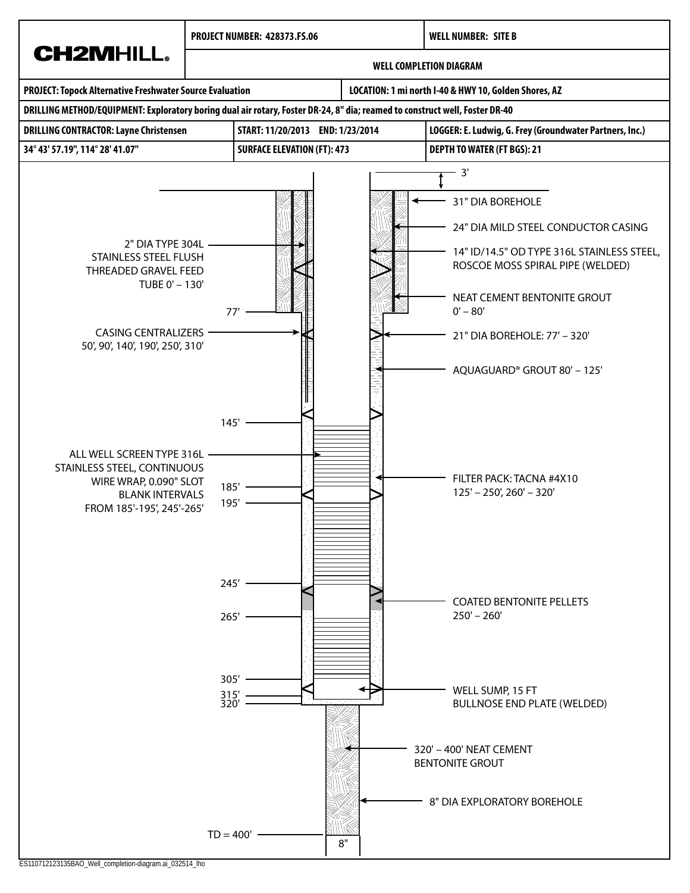| CH2MHILL. | PROJECT NUMBER: 428373.FS.06 | | WELL NUMBER: SITE B |
|---|---|---|---|
| | WELL COMPLETION DIAGRAM | | |
| PROJECT: Topock Alternative Freshwater Source Evaluation | | LOCATION: 1 mi north I-40 & HWY 10, Golden Shores, AZ | |
| DRILLING METHOD/EQUIPMENT: Exploratory boring dual air rotary, Foster DR-24, 8" dia; reamed to construct well, Foster DR-40 | | | |
| DRILLING CONTRACTOR: Layne Christensen | START: 11/20/2013 END: 1/23/2014 | | LOGGER: E. Ludwig, G. Frey (Groundwater Partners, Inc.) |
| 34° 43' 57.19", 114° 28' 41.07" | SURFACE ELEVATION (FT): 473 | | DEPTH TO WATER (FT BGS): 21 |

3'

31" DIA BOREHOLE

24" DIA MILD STEEL CONDUCTOR CASING

2" DIA TYPE 304L STAINLESS STEEL FLUSH THREADED GRAVEL FEED TUBE 0' – 130'

14" ID/14.5" OD TYPE 316L STAINLESS STEEL, ROSCOE MOSS SPIRAL PIPE (WELDED)

NEAT CEMENT BENTONITE GROUT 0' – 80'

77'

CASING CENTRALIZERS 50', 90', 140', 190', 250', 310'

21" DIA BOREHOLE: 77' – 320'

AQUAGUARD® GROUT 80' – 125'

145'

ALL WELL SCREEN TYPE 316L STAINLESS STEEL, CONTINUOUS WIRE WRAP, 0.090" SLOT BLANK INTERVALS FROM 185'-195', 245'-265'

185'

195'

FILTER PACK: TACNA #4X10 125' – 250', 260' – 320'

245'

COATED BENTONITE PELLETS 250' – 260'

265'

305'

315'

320'

WELL SUMP, 15 FT BULLNOSE END PLATE (WELDED)

320' – 400' NEAT CEMENT BENTONITE GROUT

8" DIA EXPLORATORY BOREHOLE

TD = 400'

8"

ES110712123135BAO_Well_completion-diagram.ai_032514_lho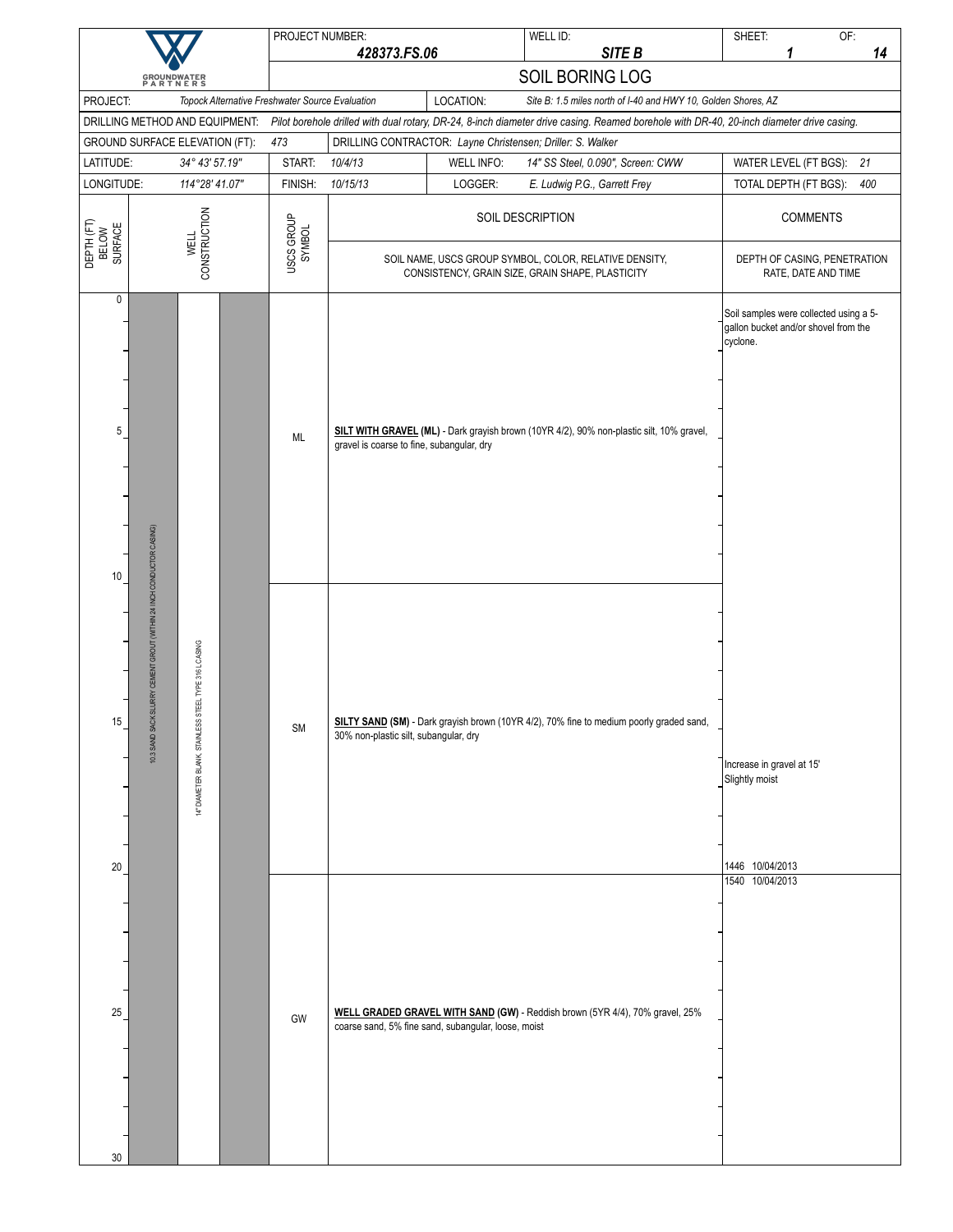GROUNDWATER PARTNERS

| PROJECT NUMBER: | 428373.FS.06 | WELL ID: | SITE B | SHEET: 1 | OF: 14 |
|---|---|---|---|---|---|

# SOIL BORING LOG

| | |
|---|---|
| PROJECT: | *Topock Alternative Freshwater Source Evaluation* |
| LOCATION: | *Site B: 1.5 miles north of I-40 and HWY 10, Golden Shores, AZ* |
| DRILLING METHOD AND EQUIPMENT: | *Pilot borehole drilled with dual rotary, DR-24, 8-inch diameter drive casing. Reamed borehole with DR-40, 20-inch diameter drive casing.* |
| GROUND SURFACE ELEVATION (FT): | *473* |
| DRILLING CONTRACTOR: | *Layne Christensen; Driller: S. Walker* |
| LATITUDE: | *34° 43' 57.19"* |
| LONGITUDE: | *114°28' 41.07"* |
| START: | *10/4/13* |
| FINISH: | *10/15/13* |
| WELL INFO: | *14" SS Steel, 0.090", Screen: CWW* |
| LOGGER: | *E. Ludwig P.G., Garrett Frey* |
| WATER LEVEL (FT BGS): | *21* |
| TOTAL DEPTH (FT BGS): | *400* |

Well construction (0–30 ft): 10.3 SAND SACK SLURRY CEMENT GROUT (WITHIN 24 INCH CONDUCTOR CASING); 14" DIAMETER BLANK, STAINLESS STEEL TYPE 316 L CASING

| DEPTH (FT) BELOW SURFACE | USCS GROUP SYMBOL | SOIL DESCRIPTION (SOIL NAME, USCS GROUP SYMBOL, COLOR, RELATIVE DENSITY, CONSISTENCY, GRAIN SIZE, GRAIN SHAPE, PLASTICITY) | COMMENTS (DEPTH OF CASING, PENETRATION RATE, DATE AND TIME) |
|---|---|---|---|
| 0–10 | ML | **SILT WITH GRAVEL (ML)** - Dark grayish brown (10YR 4/2), 90% non-plastic silt, 10% gravel, gravel is coarse to fine, subangular, dry | Soil samples were collected using a 5-gallon bucket and/or shovel from the cyclone. |
| 10–20 | SM | **SILTY SAND (SM)** - Dark grayish brown (10YR 4/2), 70% fine to medium poorly graded sand, 30% non-plastic silt, subangular, dry | Increase in gravel at 15'<br>Slightly moist<br>1446 10/04/2013 |
| 20–30 | GW | **WELL GRADED GRAVEL WITH SAND (GW)** - Reddish brown (5YR 4/4), 70% gravel, 25% coarse sand, 5% fine sand, subangular, loose, moist | 1540 10/04/2013 |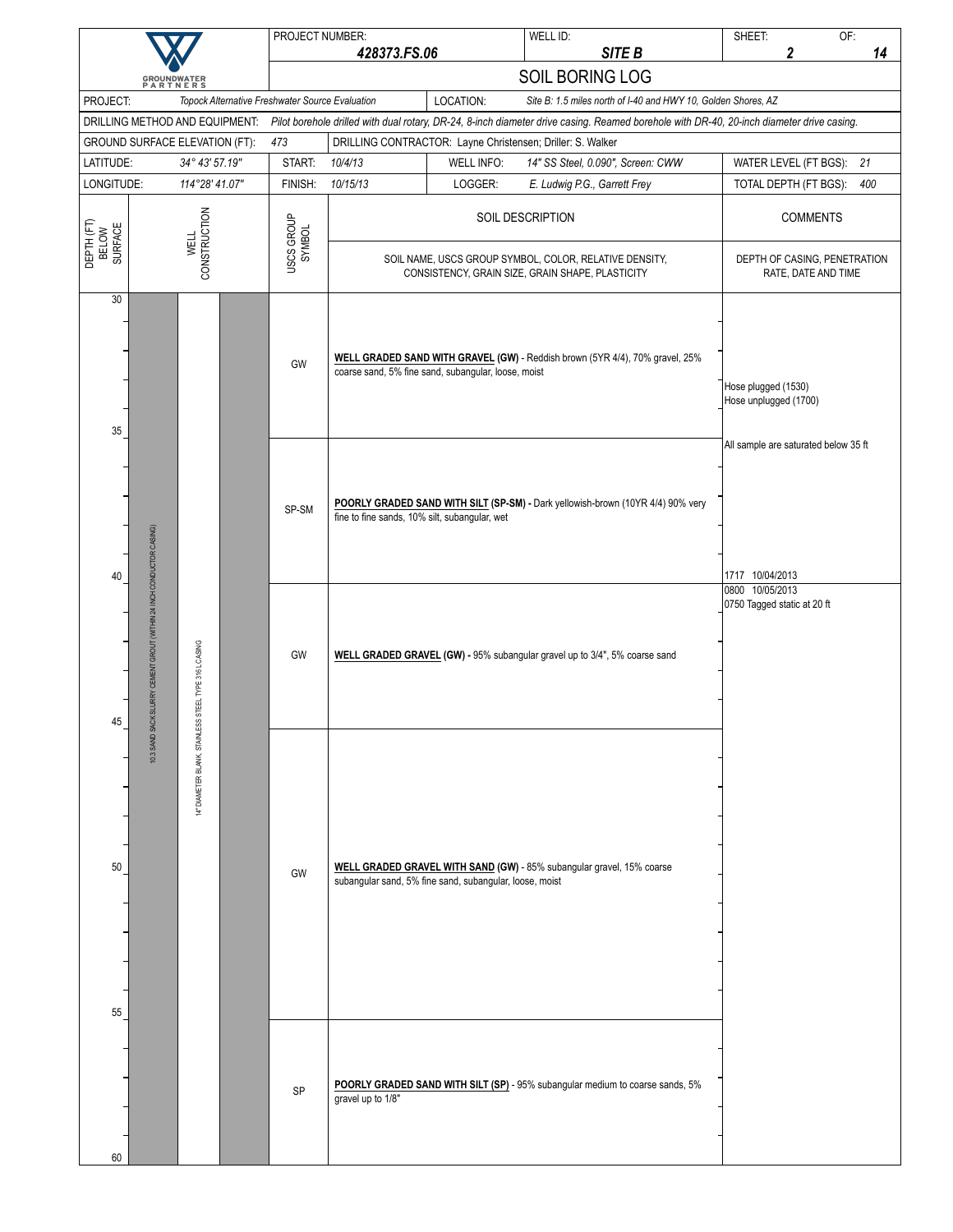GROUNDWATER PARTNERS

| PROJECT NUMBER: | WELL ID: | SHEET: | OF: |
|---|---|---|---|
| 428373.FS.06 | SITE B | 2 | 14 |

# SOIL BORING LOG

| | | | |
|---|---|---|---|
| PROJECT: | Topock Alternative Freshwater Source Evaluation | LOCATION: | Site B: 1.5 miles north of I-40 and HWY 10, Golden Shores, AZ |
| DRILLING METHOD AND EQUIPMENT: | Pilot borehole drilled with dual rotary, DR-24, 8-inch diameter drive casing. Reamed borehole with DR-40, 20-inch diameter drive casing. | | |
| GROUND SURFACE ELEVATION (FT): | 473 | DRILLING CONTRACTOR: | Layne Christensen; Driller: S. Walker |

| | | | | | | | |
|---|---|---|---|---|---|---|---|
| LATITUDE: | 34° 43' 57.19" | START: | 10/4/13 | WELL INFO: | 14" SS Steel, 0.090", Screen: CWW | WATER LEVEL (FT BGS): | 21 |
| LONGITUDE: | 114°28' 41.07" | FINISH: | 10/15/13 | LOGGER: | E. Ludwig P.G., Garrett Frey | TOTAL DEPTH (FT BGS): | 400 |

| DEPTH (FT) BELOW SURFACE | WELL CONSTRUCTION | USCS GROUP SYMBOL | SOIL DESCRIPTION (SOIL NAME, USCS GROUP SYMBOL, COLOR, RELATIVE DENSITY, CONSISTENCY, GRAIN SIZE, GRAIN SHAPE, PLASTICITY) | COMMENTS (DEPTH OF CASING, PENETRATION RATE, DATE AND TIME) |
|---|---|---|---|---|
| 30–35 | 10.3 SAND SACK SLURRY CEMENT GROUT (WITHIN 24 INCH CONDUCTOR CASING); 14" DIAMETER BLANK, STAINLESS STEEL TYPE 316 L CASING | GW | **WELL GRADED SAND WITH GRAVEL (GW)** - Reddish brown (5YR 4/4), 70% gravel, 25% coarse sand, 5% fine sand, subangular, loose, moist | Hose plugged (1530)<br>Hose unplugged (1700) |
| 35–40 | | SP-SM | **POORLY GRADED SAND WITH SILT (SP-SM)** - Dark yellowish-brown (10YR 4/4) 90% very fine to fine sands, 10% silt, subangular, wet | All sample are saturated below 35 ft<br>1717 10/04/2013 |
| 40–45 | | GW | **WELL GRADED GRAVEL (GW)** - 95% subangular gravel up to 3/4", 5% coarse sand | 0800 10/05/2013<br>0750 Tagged static at 20 ft |
| 45–55 | | GW | **WELL GRADED GRAVEL WITH SAND (GW)** - 85% subangular gravel, 15% coarse subangular sand, 5% fine sand, subangular, loose, moist | |
| 55–60 | | SP | **POORLY GRADED SAND WITH SILT (SP)** - 95% subangular medium to coarse sands, 5% gravel up to 1/8" | |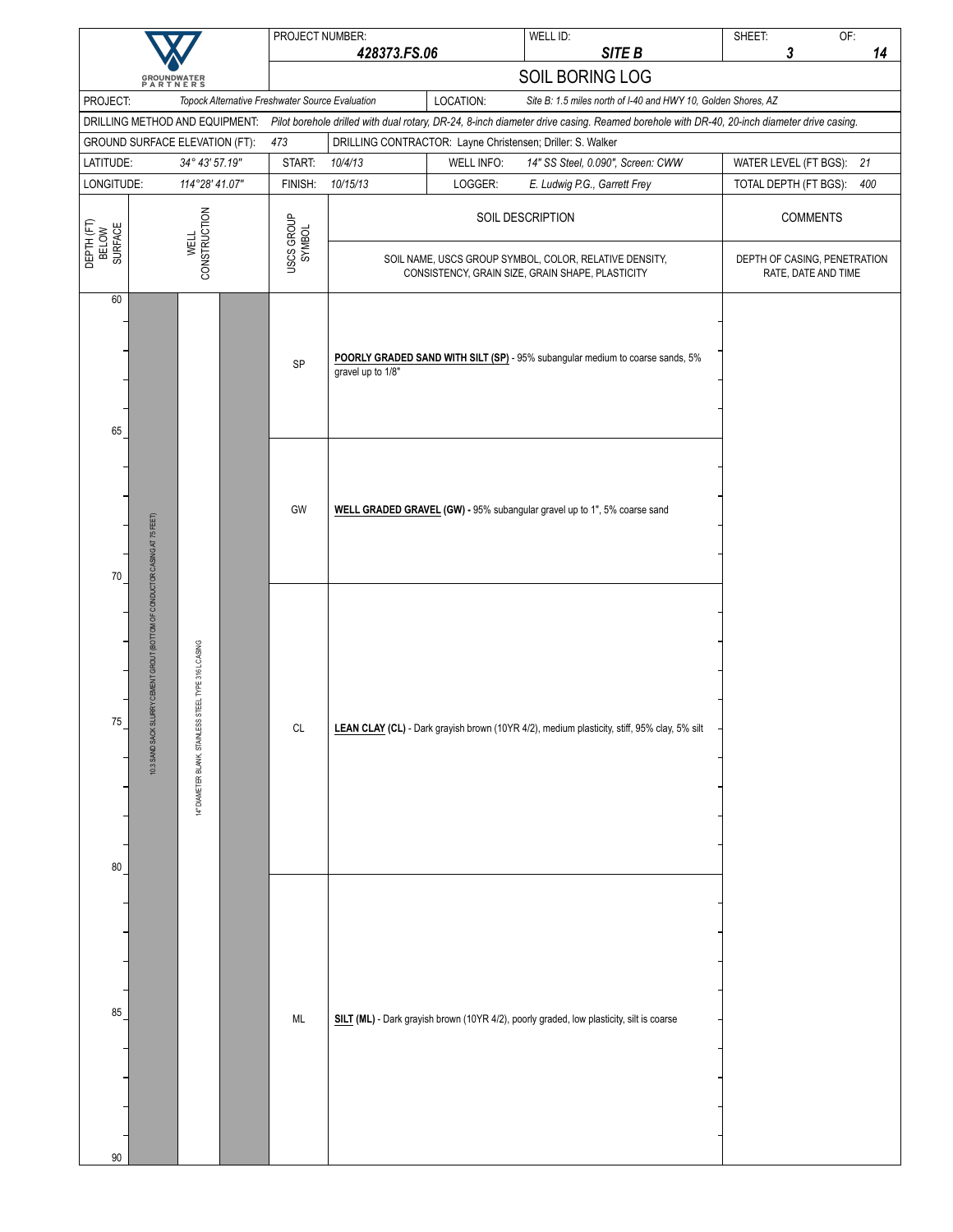GROUNDWATER PARTNERS

| PROJECT NUMBER: | 428373.FS.06 | WELL ID: | SITE B | SHEET: 3 | OF: 14 |
|---|---|---|---|---|---|

# SOIL BORING LOG

**PROJECT:** *Topock Alternative Freshwater Source Evaluation* **LOCATION:** *Site B: 1.5 miles north of I-40 and HWY 10, Golden Shores, AZ*

**DRILLING METHOD AND EQUIPMENT:** *Pilot borehole drilled with dual rotary, DR-24, 8-inch diameter drive casing. Reamed borehole with DR-40, 20-inch diameter drive casing.*

**GROUND SURFACE ELEVATION (FT):** 473 **DRILLING CONTRACTOR:** Layne Christensen; Driller: S. Walker

| LATITUDE: | *34° 43' 57.19"* | START: | *10/4/13* | WELL INFO: | *14" SS Steel, 0.090", Screen: CWW* | WATER LEVEL (FT BGS): | *21* |
|---|---|---|---|---|---|---|---|
| LONGITUDE: | *114°28' 41.07"* | FINISH: | *10/15/13* | LOGGER: | *E. Ludwig P.G., Garrett Frey* | TOTAL DEPTH (FT BGS): | *400* |

| DEPTH (FT) BELOW SURFACE | WELL CONSTRUCTION | USCS GROUP SYMBOL | SOIL DESCRIPTION<br>SOIL NAME, USCS GROUP SYMBOL, COLOR, RELATIVE DENSITY, CONSISTENCY, GRAIN SIZE, GRAIN SHAPE, PLASTICITY | COMMENTS<br>DEPTH OF CASING, PENETRATION RATE, DATE AND TIME |
|---|---|---|---|---|
| 60–65 | 10.3 SAND SACK SLURRY CEMENT GROUT (BOTTOM OF CONDUCTOR CASING AT 75 FEET); 14" DIAMETER BLANK, STAINLESS STEEL TYPE 316 L CASING | SP | **POORLY GRADED SAND WITH SILT (SP)** - 95% subangular medium to coarse sands, 5% gravel up to 1/8" | |
| 65–70 | | GW | **WELL GRADED GRAVEL (GW) -** 95% subangular gravel up to 1", 5% coarse sand | |
| 70–80 | | CL | **LEAN CLAY (CL)** - Dark grayish brown (10YR 4/2), medium plasticity, stiff, 95% clay, 5% silt | |
| 80–90 | | ML | **SILT (ML)** - Dark grayish brown (10YR 4/2), poorly graded, low plasticity, silt is coarse | |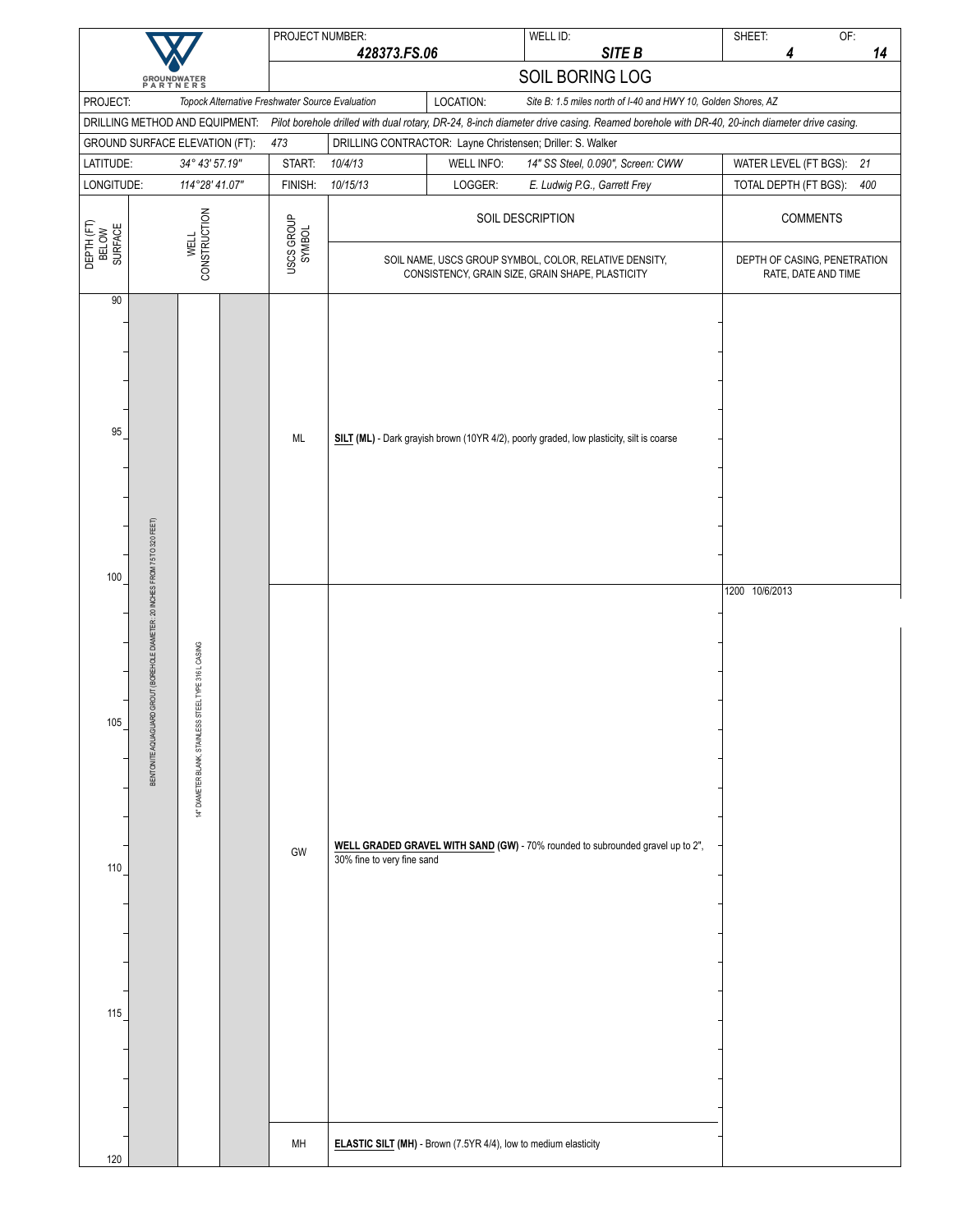| | PROJECT NUMBER: 428373.FS.06 | WELL ID: SITE B | SHEET: 4 OF: 14 |
|---|---|---|---|

# SOIL BORING LOG

| | | | |
|---|---|---|---|
| PROJECT: *Topock Alternative Freshwater Source Evaluation* | | LOCATION: *Site B: 1.5 miles north of I-40 and HWY 10, Golden Shores, AZ* | |
| DRILLING METHOD AND EQUIPMENT: *Pilot borehole drilled with dual rotary, DR-24, 8-inch diameter drive casing. Reamed borehole with DR-40, 20-inch diameter drive casing.* | | | |
| GROUND SURFACE ELEVATION (FT): *473* | | DRILLING CONTRACTOR: Layne Christensen; Driller: S. Walker | |
| LATITUDE: *34° 43' 57.19"* | START: *10/4/13* | WELL INFO: *14" SS Steel, 0.090", Screen: CWW* | WATER LEVEL (FT BGS): *21* |
| LONGITUDE: *114°28' 41.07"* | FINISH: *10/15/13* | LOGGER: *E. Ludwig P.G., Garrett Frey* | TOTAL DEPTH (FT BGS): *400* |

| DEPTH (FT) BELOW SURFACE | WELL CONSTRUCTION | USCS GROUP SYMBOL | SOIL DESCRIPTION (SOIL NAME, USCS GROUP SYMBOL, COLOR, RELATIVE DENSITY, CONSISTENCY, GRAIN SIZE, GRAIN SHAPE, PLASTICITY) | COMMENTS (DEPTH OF CASING, PENETRATION RATE, DATE AND TIME) |
|---|---|---|---|---|
| 90–100 | BENTONITE AQUAGUARD GROUT (BOREHOLE DIAMETER: 20 INCHES FROM 75 TO 320 FEET); 14" DIAMETER BLANK, STAINLESS STEEL TYPE 316 L CASING | ML | **SILT (ML)** - Dark grayish brown (10YR 4/2), poorly graded, low plasticity, silt is coarse | |
| 100–119 | | GW | **WELL GRADED GRAVEL WITH SAND (GW)** - 70% rounded to subrounded gravel up to 2", 30% fine to very fine sand | 1200 10/6/2013 |
| 119–120 | | MH | **ELASTIC SILT (MH)** - Brown (7.5YR 4/4), low to medium elasticity | |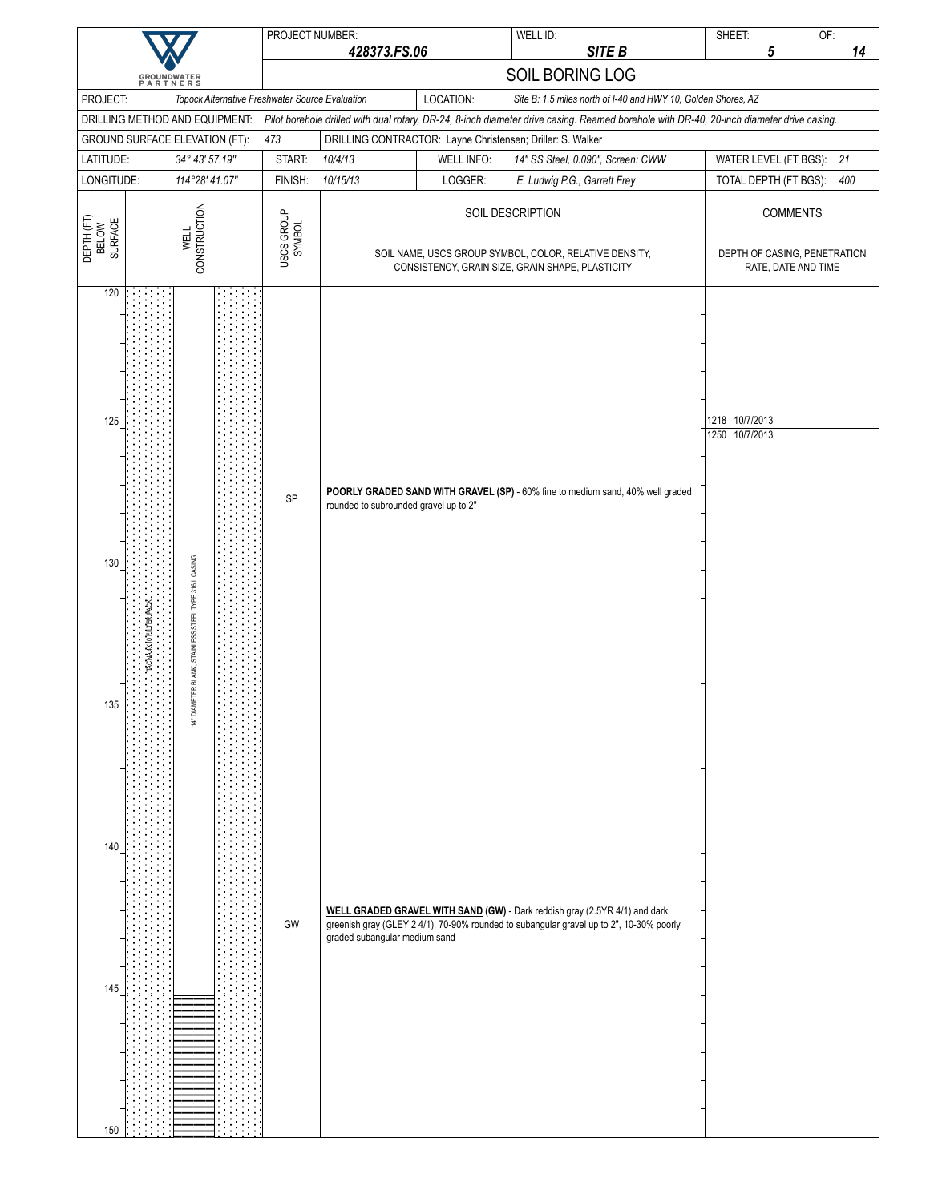| PROJECT NUMBER: **428373.FS.06** | WELL ID: **SITE B** | SHEET: **5** OF: **14** |
|---|---|---|

## SOIL BORING LOG

| | | | |
|---|---|---|---|
| PROJECT: *Topock Alternative Freshwater Source Evaluation* | | LOCATION: *Site B: 1.5 miles north of I-40 and HWY 10, Golden Shores, AZ* | |
| DRILLING METHOD AND EQUIPMENT: *Pilot borehole drilled with dual rotary, DR-24, 8-inch diameter drive casing. Reamed borehole with DR-40, 20-inch diameter drive casing.* | | | |
| GROUND SURFACE ELEVATION (FT): *473* | DRILLING CONTRACTOR: Layne Christensen; Driller: S. Walker | | |
| LATITUDE: *34° 43' 57.19"* | START: *10/4/13* | WELL INFO: *14" SS Steel, 0.090", Screen: CWW* | WATER LEVEL (FT BGS): *21* |
| LONGITUDE: *114°28' 41.07"* | FINISH: *10/15/13* | LOGGER: *E. Ludwig P.G., Garrett Frey* | TOTAL DEPTH (FT BGS): *400* |

| DEPTH (FT) BELOW SURFACE | WELL CONSTRUCTION | USCS GROUP SYMBOL | SOIL DESCRIPTION<br>SOIL NAME, USCS GROUP SYMBOL, COLOR, RELATIVE DENSITY, CONSISTENCY, GRAIN SIZE, GRAIN SHAPE, PLASTICITY | COMMENTS<br>DEPTH OF CASING, PENETRATION RATE, DATE AND TIME |
|---|---|---|---|---|
| 120–135 | 14" DIAMETER BLANK, STAINLESS STEEL TYPE 316 L CASING; #6 AAA FILTER PACK | SP | **POORLY GRADED SAND WITH GRAVEL (SP)** - 60% fine to medium sand, 40% well graded rounded to subrounded gravel up to 2" | 1218 10/7/2013<br>1250 10/7/2013 |
| 135–150 | Screen begins ~145 | GW | **WELL GRADED GRAVEL WITH SAND (GW)** - Dark reddish gray (2.5YR 4/1) and dark greenish gray (GLEY 2 4/1), 70-90% rounded to subangular gravel up to 2", 10-30% poorly graded subangular medium sand | |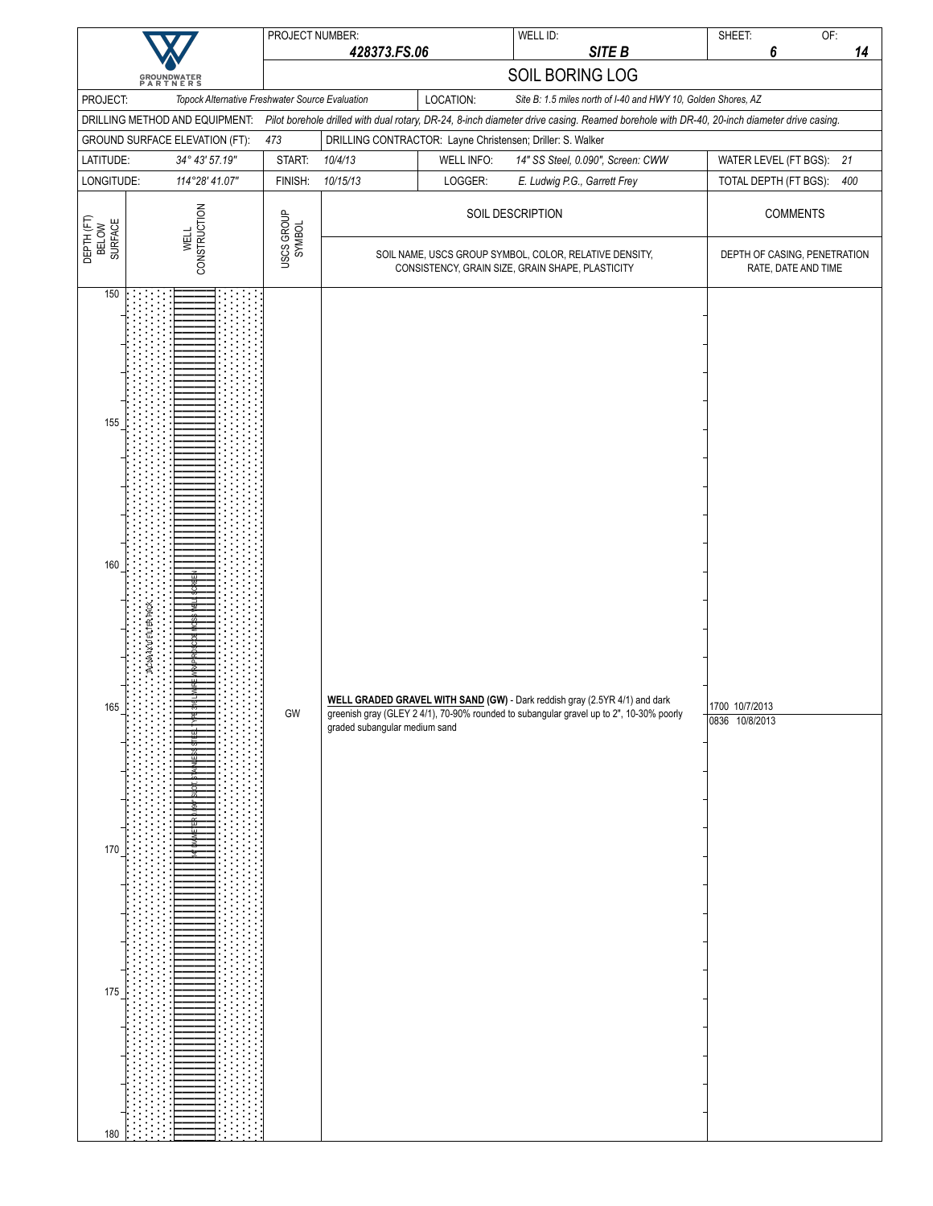GROUNDWATER PARTNERS

| PROJECT NUMBER: | | WELL ID: | SHEET: | OF: |
|---|---|---|---|---|
| 428373.FS.06 | | SITE B | 6 | 14 |

# SOIL BORING LOG

| | | | |
|---|---|---|---|
| PROJECT: | Topock Alternative Freshwater Source Evaluation | LOCATION: | Site B: 1.5 miles north of I-40 and HWY 10, Golden Shores, AZ |
| DRILLING METHOD AND EQUIPMENT: | Pilot borehole drilled with dual rotary, DR-24, 8-inch diameter drive casing. Reamed borehole with DR-40, 20-inch diameter drive casing. | | |
| GROUND SURFACE ELEVATION (FT): | 473 | DRILLING CONTRACTOR: | Layne Christensen; Driller: S. Walker |
| LATITUDE: | 34° 43' 57.19" | START: | 10/4/13 |
| WELL INFO: | 14" SS Steel, 0.090", Screen: CWW | WATER LEVEL (FT BGS): | 21 |
| LONGITUDE: | 114°28' 41.07" | FINISH: | 10/15/13 |
| LOGGER: | E. Ludwig P.G., Garrett Frey | TOTAL DEPTH (FT BGS): | 400 |

| DEPTH (FT) BELOW SURFACE | WELL CONSTRUCTION | USCS GROUP SYMBOL | SOIL DESCRIPTION<br>SOIL NAME, USCS GROUP SYMBOL, COLOR, RELATIVE DENSITY, CONSISTENCY, GRAIN SIZE, GRAIN SHAPE, PLASTICITY | COMMENTS<br>DEPTH OF CASING, PENETRATION RATE, DATE AND TIME |
|---|---|---|---|---|
| 150 | | | | |
| 155 | | | | |
| 160 | 3/8"-1/2" FILTER PACK; 14" DIAMETER 0.090" SLOT STAINLESS STEEL TYPE 316 WIRE WRAP ROSCOE MOSS WELL SCREEN | | | |
| 165 | | GW | **WELL GRADED GRAVEL WITH SAND (GW)** - Dark reddish gray (2.5YR 4/1) and dark greenish gray (GLEY 2 4/1), 70-90% rounded to subangular gravel up to 2", 10-30% poorly graded subangular medium sand | 1700 10/7/2013<br>0836 10/8/2013 |
| 170 | | | | |
| 175 | | | | |
| 180 | | | | |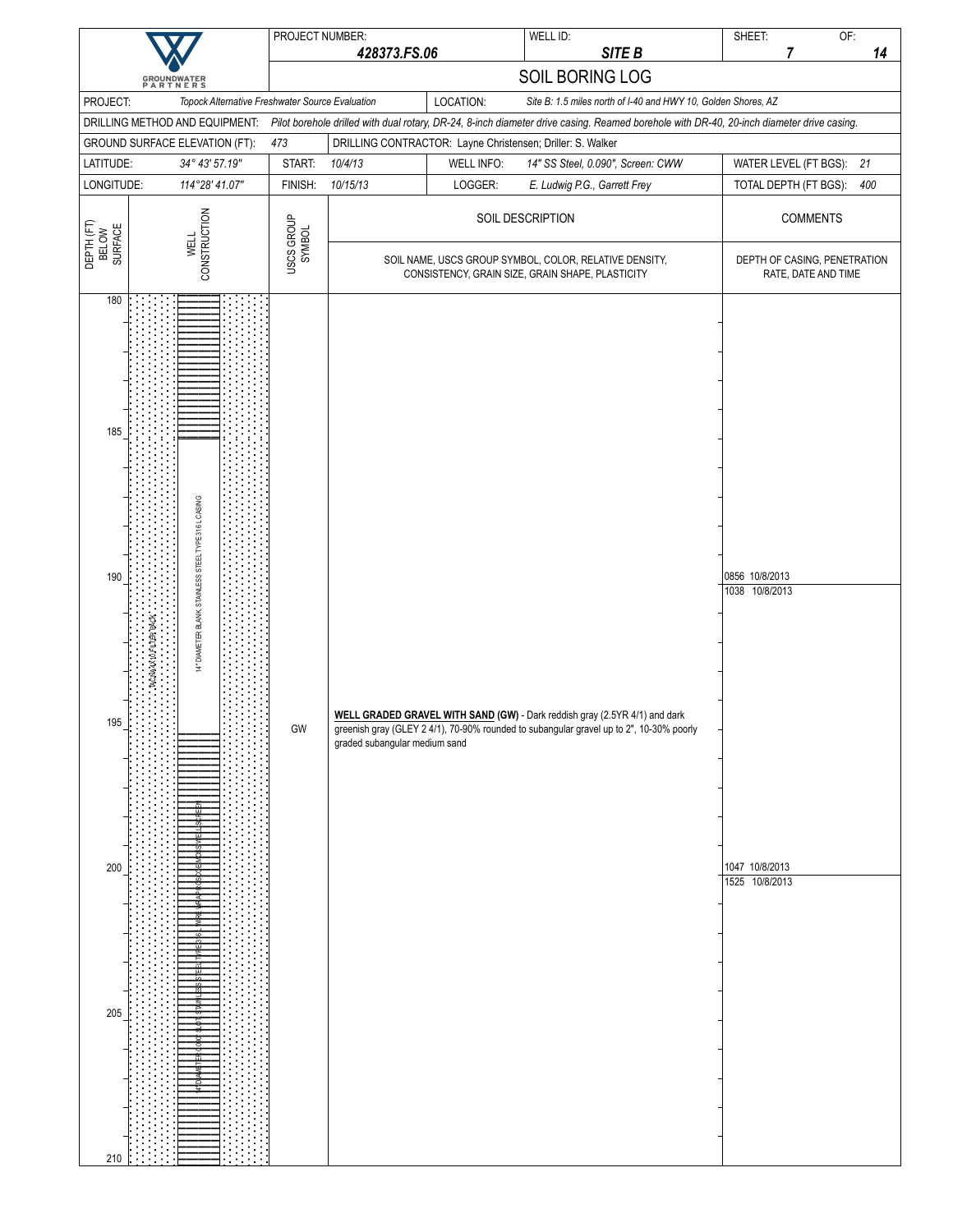GROUNDWATER PARTNERS

| PROJECT NUMBER: | 428373.FS.06 | WELL ID: | SITE B | SHEET: 7 | OF: 14 |
|---|---|---|---|---|---|

# SOIL BORING LOG

| | | | |
|---|---|---|---|
| PROJECT: | *Topock Alternative Freshwater Source Evaluation* | LOCATION: | *Site B: 1.5 miles north of I-40 and HWY 10, Golden Shores, AZ* |
| DRILLING METHOD AND EQUIPMENT: | *Pilot borehole drilled with dual rotary, DR-24, 8-inch diameter drive casing. Reamed borehole with DR-40, 20-inch diameter drive casing.* | | |
| GROUND SURFACE ELEVATION (FT): | *473* | DRILLING CONTRACTOR: | Layne Christensen; Driller: S. Walker |
| LATITUDE: *34° 43' 57.19"* | START: *10/4/13* | WELL INFO: *14" SS Steel, 0.090", Screen: CWW* | WATER LEVEL (FT BGS): *21* |
| LONGITUDE: *114°28' 41.07"* | FINISH: *10/15/13* | LOGGER: *E. Ludwig P.G., Garrett Frey* | TOTAL DEPTH (FT BGS): *400* |

| DEPTH (FT) BELOW SURFACE | WELL CONSTRUCTION | USCS GROUP SYMBOL | SOIL DESCRIPTION<br>SOIL NAME, USCS GROUP SYMBOL, COLOR, RELATIVE DENSITY, CONSISTENCY, GRAIN SIZE, GRAIN SHAPE, PLASTICITY | COMMENTS<br>DEPTH OF CASING, PENETRATION RATE, DATE AND TIME |
|---|---|---|---|---|
| 180 | | | | |
| 185 | 14" DIAMETER BLANK STAINLESS STEEL TYPE 316 L CASING | | | |
| 190 | | | | 0856 10/8/2013<br>1038 10/8/2013 |
| 195 | 14" DIAMETER 0.090" SLOT STAINLESS STEEL TYPE 316 L WIRE WRAP ROSCOE MOSS WELL SCREEN | GW | **WELL GRADED GRAVEL WITH SAND (GW)** - Dark reddish gray (2.5YR 4/1) and dark greenish gray (GLEY 2 4/1), 70-90% rounded to subangular gravel up to 2", 10-30% poorly graded subangular medium sand | |
| 200 | | | | 1047 10/8/2013<br>1525 10/8/2013 |
| 205 | | | | |
| 210 | | | | |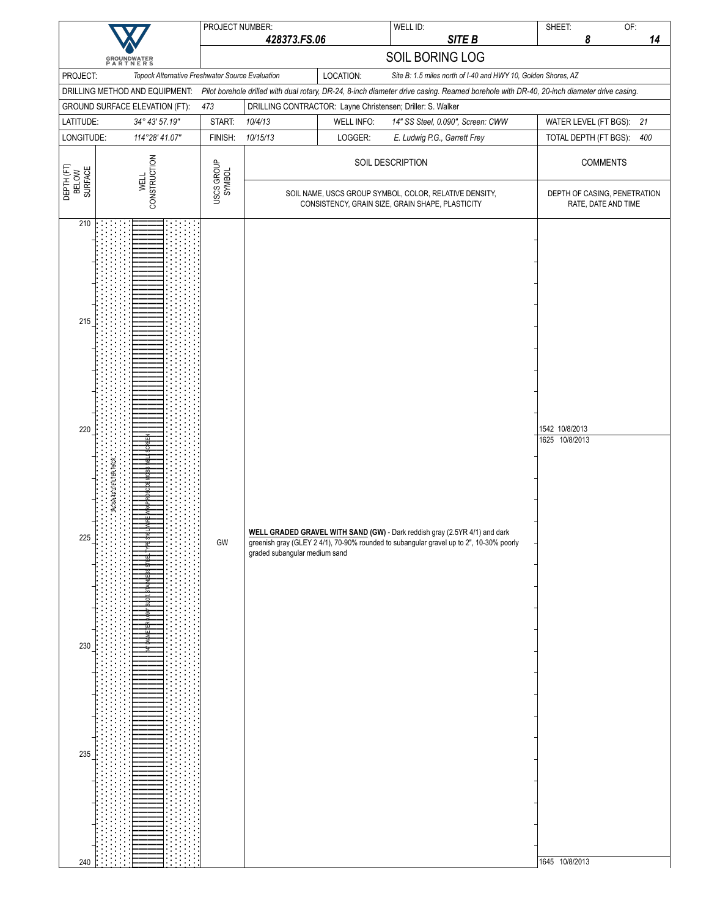| PROJECT NUMBER: 428373.FS.06 | WELL ID: SITE B | SHEET: 8 OF: 14 |
|---|---|---|

**GROUNDWATER PARTNERS**

# SOIL BORING LOG

| | | | |
|---|---|---|---|
| PROJECT: *Topock Alternative Freshwater Source Evaluation* | | LOCATION: *Site B: 1.5 miles north of I-40 and HWY 10, Golden Shores, AZ* | |
| DRILLING METHOD AND EQUIPMENT: *Pilot borehole drilled with dual rotary, DR-24, 8-inch diameter drive casing. Reamed borehole with DR-40, 20-inch diameter drive casing.* | | | |
| GROUND SURFACE ELEVATION (FT): *473* | DRILLING CONTRACTOR: *Layne Christensen; Driller: S. Walker* | | |
| LATITUDE: *34° 43' 57.19"* | START: *10/4/13* | WELL INFO: *14" SS Steel, 0.090", Screen: CWW* | WATER LEVEL (FT BGS): *21* |
| LONGITUDE: *114°28' 41.07"* | FINISH: *10/15/13* | LOGGER: *E. Ludwig P.G., Garrett Frey* | TOTAL DEPTH (FT BGS): *400* |

| DEPTH (FT) BELOW SURFACE | WELL CONSTRUCTION | USCS GROUP SYMBOL | SOIL DESCRIPTION (SOIL NAME, USCS GROUP SYMBOL, COLOR, RELATIVE DENSITY, CONSISTENCY, GRAIN SIZE, GRAIN SHAPE, PLASTICITY) | COMMENTS (DEPTH OF CASING, PENETRATION RATE, DATE AND TIME) |
|---|---|---|---|---|
| 210 | 3/8-INCH X 1/4" FILTER PACK; 14" DIAMETER 0.090" SLOT STAINLESS STEEL TYPE 316 L WIRE WRAP (ROSCOE MOSS) WELL SCREEN | | | |
| 215 | | | | |
| 220 | | | | 1542 10/8/2013 |
| | | | | 1625 10/8/2013 |
| 225 | | GW | **WELL GRADED GRAVEL WITH SAND (GW)** - Dark reddish gray (2.5YR 4/1) and dark greenish gray (GLEY 2 4/1), 70-90% rounded to subangular gravel up to 2", 10-30% poorly graded subangular medium sand | |
| 230 | | | | |
| 235 | | | | |
| 240 | | | | 1645 10/8/2013 |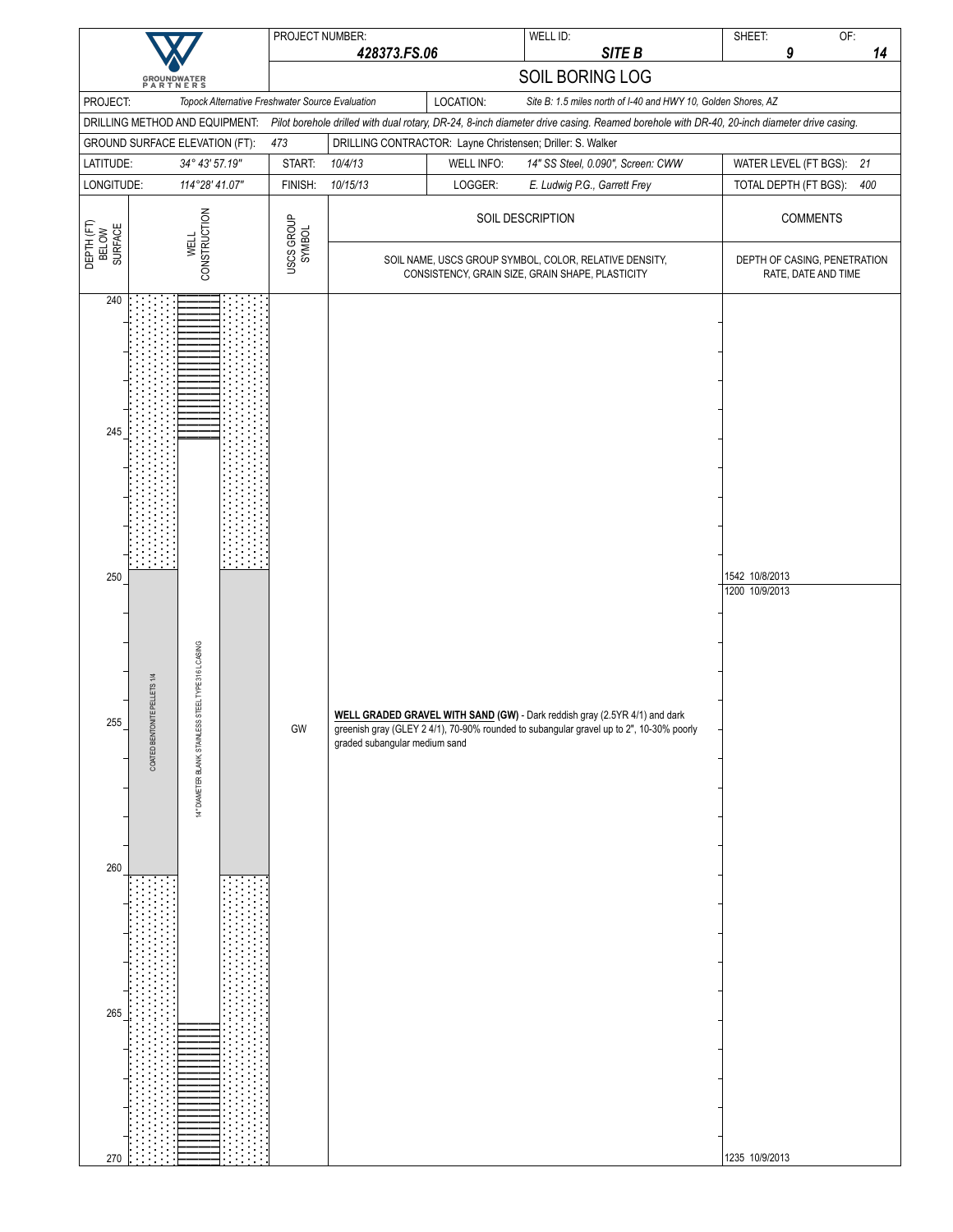GROUNDWATER PARTNERS

| PROJECT NUMBER: | 428373.FS.06 | WELL ID: | SITE B | SHEET: 9 | OF: 14 |
|---|---|---|---|---|---|

# SOIL BORING LOG

| | | | |
|---|---|---|---|
| PROJECT: | Topock Alternative Freshwater Source Evaluation | LOCATION: | Site B: 1.5 miles north of I-40 and HWY 10, Golden Shores, AZ |
| DRILLING METHOD AND EQUIPMENT: | Pilot borehole drilled with dual rotary, DR-24, 8-inch diameter drive casing. Reamed borehole with DR-40, 20-inch diameter drive casing. | | |
| GROUND SURFACE ELEVATION (FT): | 473 | DRILLING CONTRACTOR: | Layne Christensen; Driller: S. Walker |
| LATITUDE: | 34° 43' 57.19" | START: | 10/4/13 |
| WELL INFO: | 14" SS Steel, 0.090", Screen: CWW | WATER LEVEL (FT BGS): | 21 |
| LONGITUDE: | 114°28' 41.07" | FINISH: | 10/15/13 |
| LOGGER: | E. Ludwig P.G., Garrett Frey | TOTAL DEPTH (FT BGS): | 400 |

| DEPTH (FT) BELOW SURFACE | WELL CONSTRUCTION | USCS GROUP SYMBOL | SOIL DESCRIPTION (SOIL NAME, USCS GROUP SYMBOL, COLOR, RELATIVE DENSITY, CONSISTENCY, GRAIN SIZE, GRAIN SHAPE, PLASTICITY) | COMMENTS (DEPTH OF CASING, PENETRATION RATE, DATE AND TIME) |
|---|---|---|---|---|
| 240–250 | Screen; filter pack | | | 1542 10/8/2013 (250) |
| 250–260 | COATED BENTONITE PELLETS 1/4; 14" DIAMETER BLANK, STAINLESS STEEL TYPE 316 L CASING | GW | **WELL GRADED GRAVEL WITH SAND (GW)** - Dark reddish gray (2.5YR 4/1) and dark greenish gray (GLEY 2 4/1), 70-90% rounded to subangular gravel up to 2", 10-30% poorly graded subangular medium sand | 1200 10/9/2013 |
| 260–265 | Blank casing; filter pack | | | |
| 265–270 | Screen; filter pack | | | 1235 10/9/2013 (270) |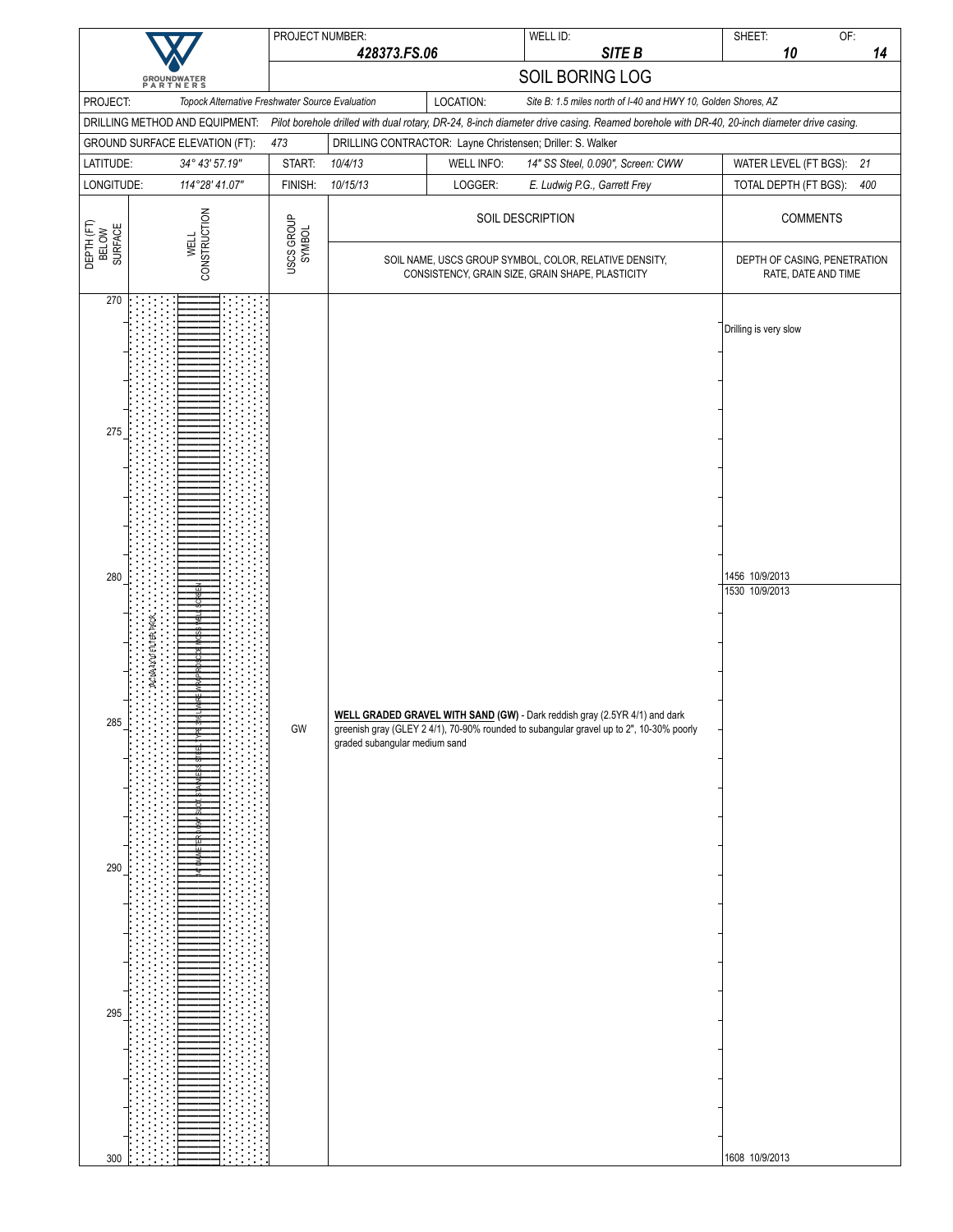| | PROJECT NUMBER: 428373.FS.06 | WELL ID: SITE B | SHEET: 10 OF: 14 |
|---|---|---|---|
| GROUNDWATER PARTNERS | SOIL BORING LOG | | |

| | | | |
|---|---|---|---|
| PROJECT: | Topock Alternative Freshwater Source Evaluation | LOCATION: | Site B: 1.5 miles north of I-40 and HWY 10, Golden Shores, AZ |
| DRILLING METHOD AND EQUIPMENT: | Pilot borehole drilled with dual rotary, DR-24, 8-inch diameter drive casing. Reamed borehole with DR-40, 20-inch diameter drive casing. | | |
| GROUND SURFACE ELEVATION (FT): | 473 | DRILLING CONTRACTOR: | Layne Christensen; Driller: S. Walker |
| LATITUDE: | 34° 43' 57.19" | START: 10/4/13 | WELL INFO: 14" SS Steel, 0.090", Screen: CWW | WATER LEVEL (FT BGS): 21 |
| LONGITUDE: | 114°28' 41.07" | FINISH: 10/15/13 | LOGGER: E. Ludwig P.G., Garrett Frey | TOTAL DEPTH (FT BGS): 400 |

| DEPTH (FT) BELOW SURFACE | WELL CONSTRUCTION | USCS GROUP SYMBOL | SOIL DESCRIPTION (SOIL NAME, USCS GROUP SYMBOL, COLOR, RELATIVE DENSITY, CONSISTENCY, GRAIN SIZE, GRAIN SHAPE, PLASTICITY) | COMMENTS (DEPTH OF CASING, PENETRATION RATE, DATE AND TIME) |
|---|---|---|---|---|
| 270 | | | | Drilling is very slow |
| 275 | | | | |
| 280 | | | | 1456 10/9/2013<br>1530 10/9/2013 |
| 285 | 3/8 X 3/16 FILTER PACK; 14" DIAMETER 0.090" SLOT STAINLESS STEEL TYPE 316L WIRE WRAP ROSCOE MOSS WELL SCREEN | GW | **WELL GRADED GRAVEL WITH SAND (GW)** - Dark reddish gray (2.5YR 4/1) and dark greenish gray (GLEY 2 4/1), 70-90% rounded to subangular gravel up to 2", 10-30% poorly graded subangular medium sand | |
| 290 | | | | |
| 295 | | | | |
| 300 | | | | 1608 10/9/2013 |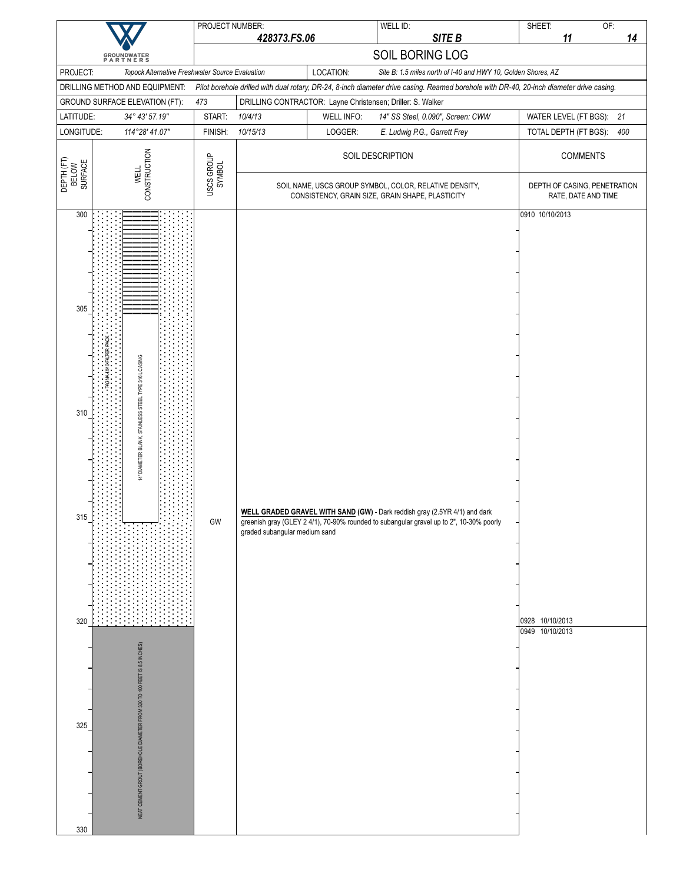| PROJECT NUMBER: 428373.FS.06 | WELL ID: SITE B | SHEET: 11 OF: 14 |
|---|---|---|

## SOIL BORING LOG

| | | | |
|---|---|---|---|
| PROJECT: Topock Alternative Freshwater Source Evaluation | | LOCATION: Site B: 1.5 miles north of I-40 and HWY 10, Golden Shores, AZ | |
| DRILLING METHOD AND EQUIPMENT: Pilot borehole drilled with dual rotary, DR-24, 8-inch diameter drive casing. Reamed borehole with DR-40, 20-inch diameter drive casing. | | | |
| GROUND SURFACE ELEVATION (FT): 473 | DRILLING CONTRACTOR: Layne Christensen; Driller: S. Walker | | |
| LATITUDE: 34° 43' 57.19" | START: 10/4/13 | WELL INFO: 14" SS Steel, 0.090", Screen: CWW | WATER LEVEL (FT BGS): 21 |
| LONGITUDE: 114°28' 41.07" | FINISH: 10/15/13 | LOGGER: E. Ludwig P.G., Garrett Frey | TOTAL DEPTH (FT BGS): 400 |

| DEPTH (FT) BELOW SURFACE | WELL CONSTRUCTION | USCS GROUP SYMBOL | SOIL DESCRIPTION (SOIL NAME, USCS GROUP SYMBOL, COLOR, RELATIVE DENSITY, CONSISTENCY, GRAIN SIZE, GRAIN SHAPE, PLASTICITY) | COMMENTS (DEPTH OF CASING, PENETRATION RATE, DATE AND TIME) |
|---|---|---|---|---|
| 300 | | | | 0910 10/10/2013 |
| 305 | TACNA #3/0 FILTER PACK; 14" DIAMETER BLANK, STAINLESS STEEL TYPE 316 L CASING | | | |
| 310 | | | | |
| 315 | | GW | **WELL GRADED GRAVEL WITH SAND (GW)** - Dark reddish gray (2.5YR 4/1) and dark greenish gray (GLEY 2 4/1), 70-90% rounded to subangular gravel up to 2", 10-30% poorly graded subangular medium sand | |
| 320 | | | | 0928 10/10/2013<br>0949 10/10/2013 |
| 325 | NEAT CEMENT GROUT (BOREHOLE DIAMETER FROM 320 TO 400 FEET IS 8.5 INCHES) | | | |
| 330 | | | | |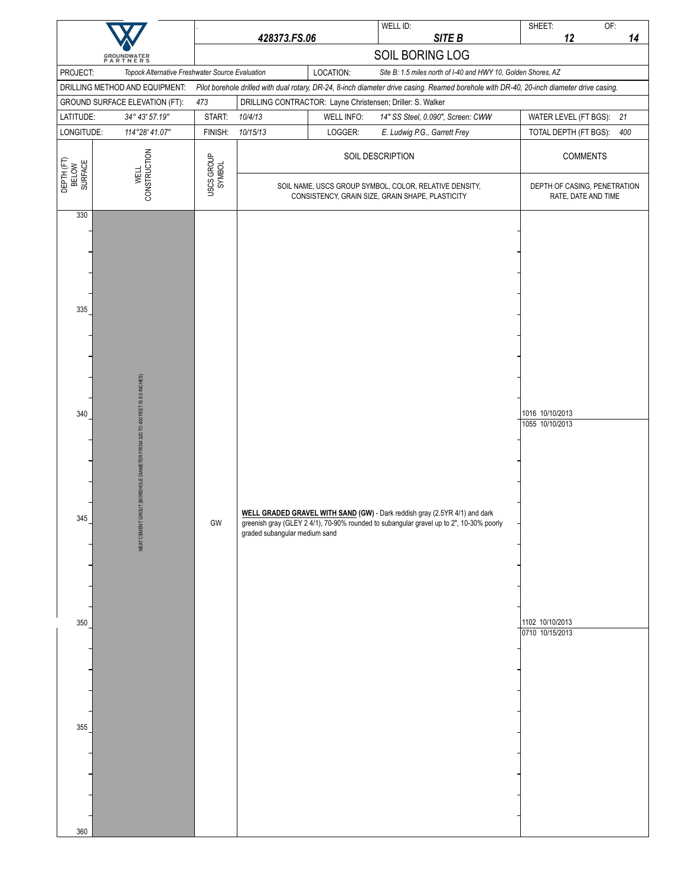**GROUNDWATER PARTNERS**

| | |
|---|---|
| Project No. | 428373.FS.06 |
| WELL ID: | SITE B |
| SHEET: | 12 OF: 14 |

# SOIL BORING LOG

| | | | |
|---|---|---|---|
| PROJECT: | *Topock Alternative Freshwater Source Evaluation* | LOCATION: | *Site B: 1.5 miles north of I-40 and HWY 10, Golden Shores, AZ* |
| DRILLING METHOD AND EQUIPMENT: | *Pilot borehole drilled with dual rotary, DR-24, 8-inch diameter drive casing. Reamed borehole with DR-40, 20-inch diameter drive casing.* | | |
| GROUND SURFACE ELEVATION (FT): | *473* | DRILLING CONTRACTOR: | Layne Christensen; Driller: S. Walker |
| LATITUDE: | *34° 43' 57.19"* | START: | *10/4/13* |
| WELL INFO: | *14" SS Steel, 0.090", Screen: CWW* | WATER LEVEL (FT BGS): | *21* |
| LONGITUDE: | *114°28' 41.07"* | FINISH: | *10/15/13* |
| LOGGER: | *E. Ludwig P.G., Garrett Frey* | TOTAL DEPTH (FT BGS): | *400* |

| DEPTH (FT) BELOW SURFACE | WELL CONSTRUCTION | USCS GROUP SYMBOL | SOIL DESCRIPTION (SOIL NAME, USCS GROUP SYMBOL, COLOR, RELATIVE DENSITY, CONSISTENCY, GRAIN SIZE, GRAIN SHAPE, PLASTICITY) | COMMENTS (DEPTH OF CASING, PENETRATION RATE, DATE AND TIME) |
|---|---|---|---|---|
| 330 | NEAT CEMENT GROUT (BOREHOLE DIAMETER FROM 320 TO 400 FEET IS 8.5 INCHES) | | | |
| 335 | | | | |
| 340 | | | | 1016 10/10/2013 |
| | | | | 1055 10/10/2013 |
| 345 | | GW | **WELL GRADED GRAVEL WITH SAND (GW)** - Dark reddish gray (2.5YR 4/1) and dark greenish gray (GLEY 2 4/1), 70-90% rounded to subangular gravel up to 2", 10-30% poorly graded subangular medium sand | |
| 350 | | | | 1102 10/10/2013 |
| | | | | 0710 10/15/2013 |
| 355 | | | | |
| 360 | | | | |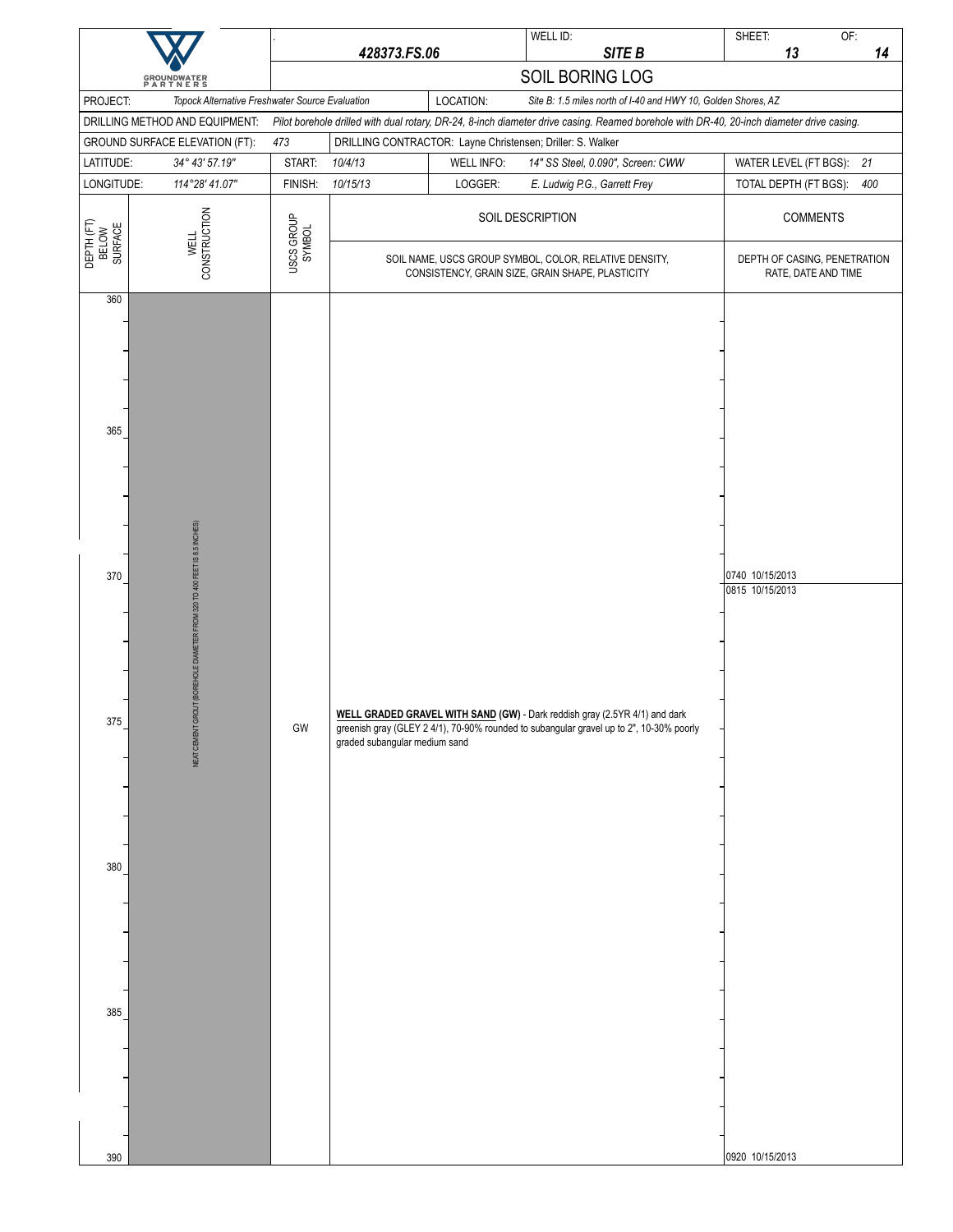# SOIL BORING LOG

| | 428373.FS.06 | WELL ID: SITE B | SHEET: 13 OF: 14 |
|---|---|---|---|

| Field | Value |
|---|---|
| PROJECT: | Topock Alternative Freshwater Source Evaluation |
| LOCATION: | Site B: 1.5 miles north of I-40 and HWY 10, Golden Shores, AZ |
| DRILLING METHOD AND EQUIPMENT: | Pilot borehole drilled with dual rotary, DR-24, 8-inch diameter drive casing. Reamed borehole with DR-40, 20-inch diameter drive casing. |
| GROUND SURFACE ELEVATION (FT): | 473 |
| DRILLING CONTRACTOR: | Layne Christensen; Driller: S. Walker |
| LATITUDE: | 34° 43' 57.19" |
| LONGITUDE: | 114°28' 41.07" |
| START: | 10/4/13 |
| FINISH: | 10/15/13 |
| WELL INFO: | 14" SS Steel, 0.090", Screen: CWW |
| LOGGER: | E. Ludwig P.G., Garrett Frey |
| WATER LEVEL (FT BGS): | 21 |
| TOTAL DEPTH (FT BGS): | 400 |

| DEPTH (FT) BELOW SURFACE | WELL CONSTRUCTION | USCS GROUP SYMBOL | SOIL DESCRIPTION (SOIL NAME, USCS GROUP SYMBOL, COLOR, RELATIVE DENSITY, CONSISTENCY, GRAIN SIZE, GRAIN SHAPE, PLASTICITY) | COMMENTS (DEPTH OF CASING, PENETRATION RATE, DATE AND TIME) |
|---|---|---|---|---|
| 360 | NEAT CEMENT GROUT (BOREHOLE DIAMETER FROM 320 TO 400 FEET IS 8.5 INCHES) | | | |
| 365 | | | | |
| 370 | | | | 0740 10/15/2013<br>0815 10/15/2013 |
| 375 | | GW | **WELL GRADED GRAVEL WITH SAND (GW)** - Dark reddish gray (2.5YR 4/1) and dark greenish gray (GLEY 2 4/1), 70-90% rounded to subangular gravel up to 2", 10-30% poorly graded subangular medium sand | |
| 380 | | | | |
| 385 | | | | |
| 390 | | | | 0920 10/15/2013 |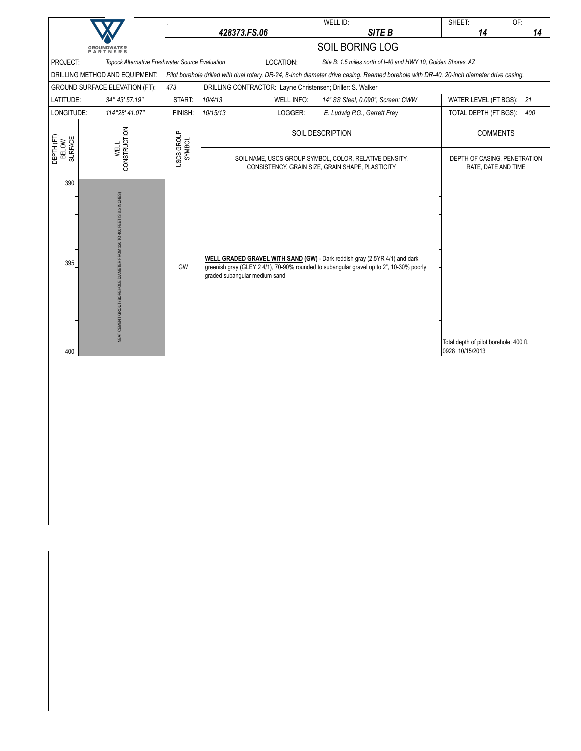GROUNDWATER PARTNERS

| | | | | |
|---|---|---|---|---|
| 428373.FS.06 | | WELL ID: **SITE B** | | SHEET: 14 OF: 14 |
| SOIL BORING LOG | | | | |
| PROJECT: *Topock Alternative Freshwater Source Evaluation* | | LOCATION: *Site B: 1.5 miles north of I-40 and HWY 10, Golden Shores, AZ* | | |
| DRILLING METHOD AND EQUIPMENT: *Pilot borehole drilled with dual rotary, DR-24, 8-inch diameter drive casing. Reamed borehole with DR-40, 20-inch diameter drive casing.* | | | | |
| GROUND SURFACE ELEVATION (FT): *473* | | DRILLING CONTRACTOR: Layne Christensen; Driller: S. Walker | | |
| LATITUDE: *34° 43' 57.19"* | START: *10/4/13* | WELL INFO: *14" SS Steel, 0.090", Screen: CWW* | | WATER LEVEL (FT BGS): *21* |
| LONGITUDE: *114°28' 41.07"* | FINISH: *10/15/13* | LOGGER: *E. Ludwig P.G., Garrett Frey* | | TOTAL DEPTH (FT BGS): *400* |

| DEPTH (FT) BELOW SURFACE | WELL CONSTRUCTION | USCS GROUP SYMBOL | SOIL DESCRIPTION<br>SOIL NAME, USCS GROUP SYMBOL, COLOR, RELATIVE DENSITY, CONSISTENCY, GRAIN SIZE, GRAIN SHAPE, PLASTICITY | COMMENTS<br>DEPTH OF CASING, PENETRATION RATE, DATE AND TIME |
|---|---|---|---|---|
| 390 | NEAT CEMENT GROUT (BOREHOLE DIAMETER FROM 320 TO 400 FEET IS 8.5 INCHES) | | | |
| 395 | | GW | **WELL GRADED GRAVEL WITH SAND (GW)** - Dark reddish gray (2.5YR 4/1) and dark greenish gray (GLEY 2 4/1), 70-90% rounded to subangular gravel up to 2", 10-30% poorly graded subangular medium sand | |
| 400 | | | | Total depth of pilot borehole: 400 ft. 0928 10/15/2013 |